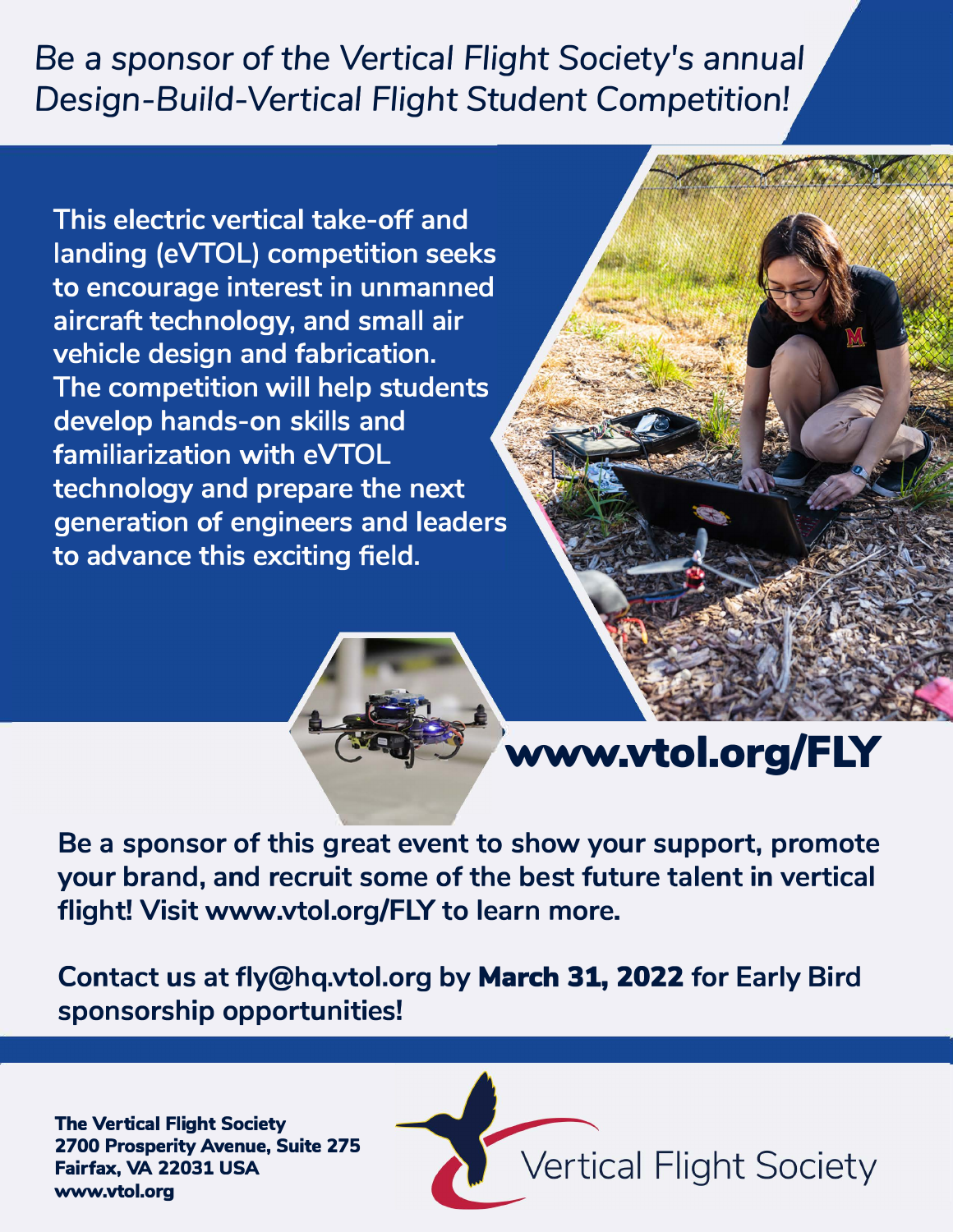*Be a sponsor of the Vertical Flight Society's annual Design-Build-Vertical Flight Student Competition!*

**This electric vertical take-off and landing (eVTOL) competition seeks to encourage interest in unmanned aircraft technology, and small air vehicle design and fabrication. The competition will help students develop hands-on skills and familiarization with eVTOL technology and prepare the next generation of engineers and leaders to advance this exciting field.**

**www.vtol.org/FLY**

**Be a sponsor of this great event to show your support, promote your brand, and recruit some of the best future talent in vertical flight! Visit www.vtol.org/FLY to learn more.**

**Contact us at fly@hq.vtol.org by March 31, 2022 for Early Bird sponsorship opportunities!**

**The Vertical Flight Society**
**2700 Prosperity Avenue, Suite 275**
**Fairfax, VA 22031 USA**
**www.vtol.org**

Vertical Flight Society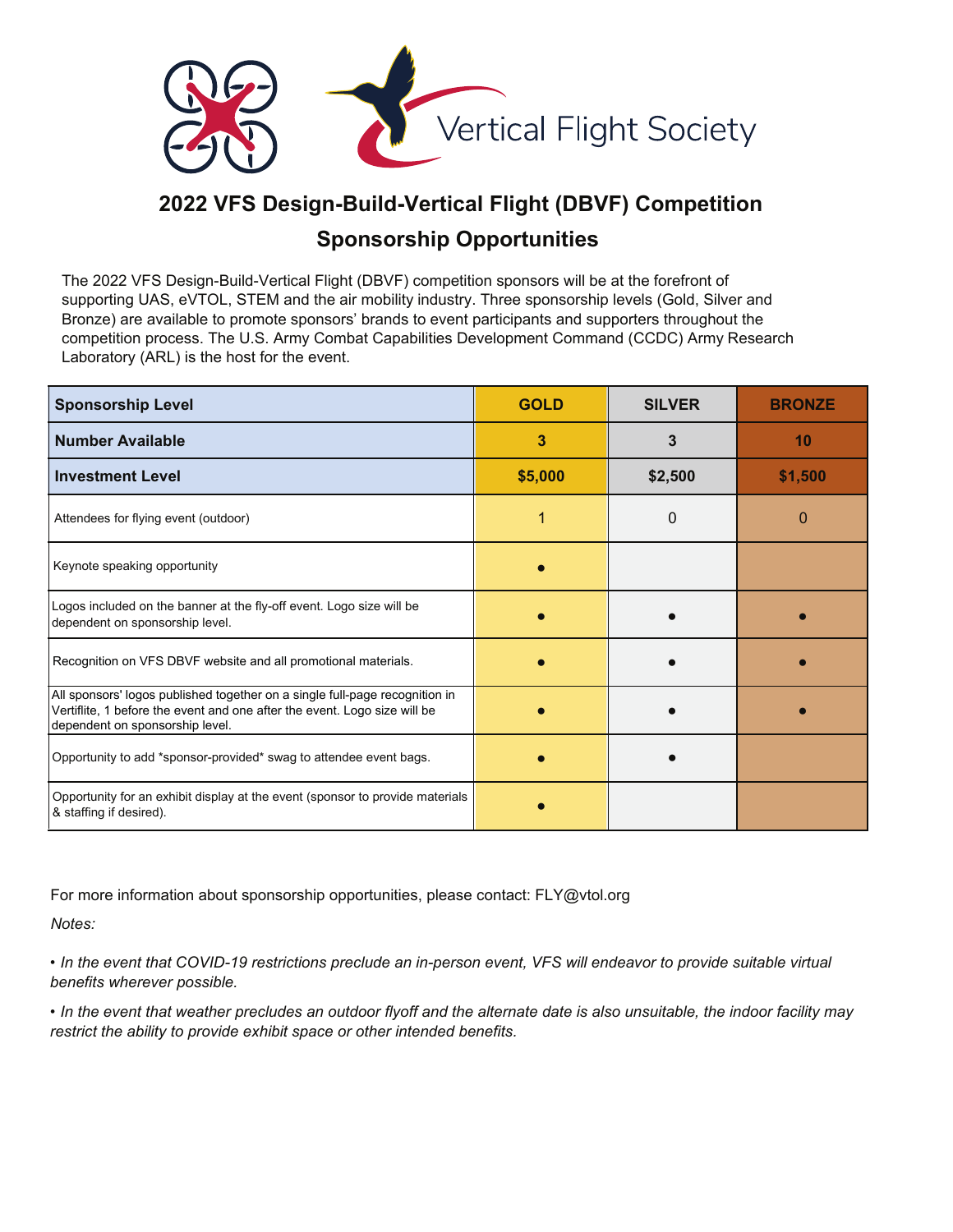Vertical Flight Society

# 2022 VFS Design-Build-Vertical Flight (DBVF) Competition

## Sponsorship Opportunities

The 2022 VFS Design-Build-Vertical Flight (DBVF) competition sponsors will be at the forefront of supporting UAS, eVTOL, STEM and the air mobility industry. Three sponsorship levels (Gold, Silver and Bronze) are available to promote sponsors' brands to event participants and supporters throughout the competition process. The U.S. Army Combat Capabilities Development Command (CCDC) Army Research Laboratory (ARL) is the host for the event.

| Sponsorship Level | GOLD | SILVER | BRONZE |
|---|---|---|---|
| **Number Available** | **3** | **3** | **10** |
| **Investment Level** | **$5,000** | **$2,500** | **$1,500** |
| Attendees for flying event (outdoor) | 1 | 0 | 0 |
| Keynote speaking opportunity | ● | | |
| Logos included on the banner at the fly-off event. Logo size will be dependent on sponsorship level. | ● | ● | ● |
| Recognition on VFS DBVF website and all promotional materials. | ● | ● | ● |
| All sponsors' logos published together on a single full-page recognition in Vertiflite, 1 before the event and one after the event. Logo size will be dependent on sponsorship level. | ● | ● | ● |
| Opportunity to add *sponsor-provided* swag to attendee event bags. | ● | ● | |
| Opportunity for an exhibit display at the event (sponsor to provide materials & staffing if desired). | ● | | |

For more information about sponsorship opportunities, please contact: FLY@vtol.org

*Notes:*

- *In the event that COVID-19 restrictions preclude an in-person event, VFS will endeavor to provide suitable virtual benefits wherever possible.*
- *In the event that weather precludes an outdoor flyoff and the alternate date is also unsuitable, the indoor facility may restrict the ability to provide exhibit space or other intended benefits.*